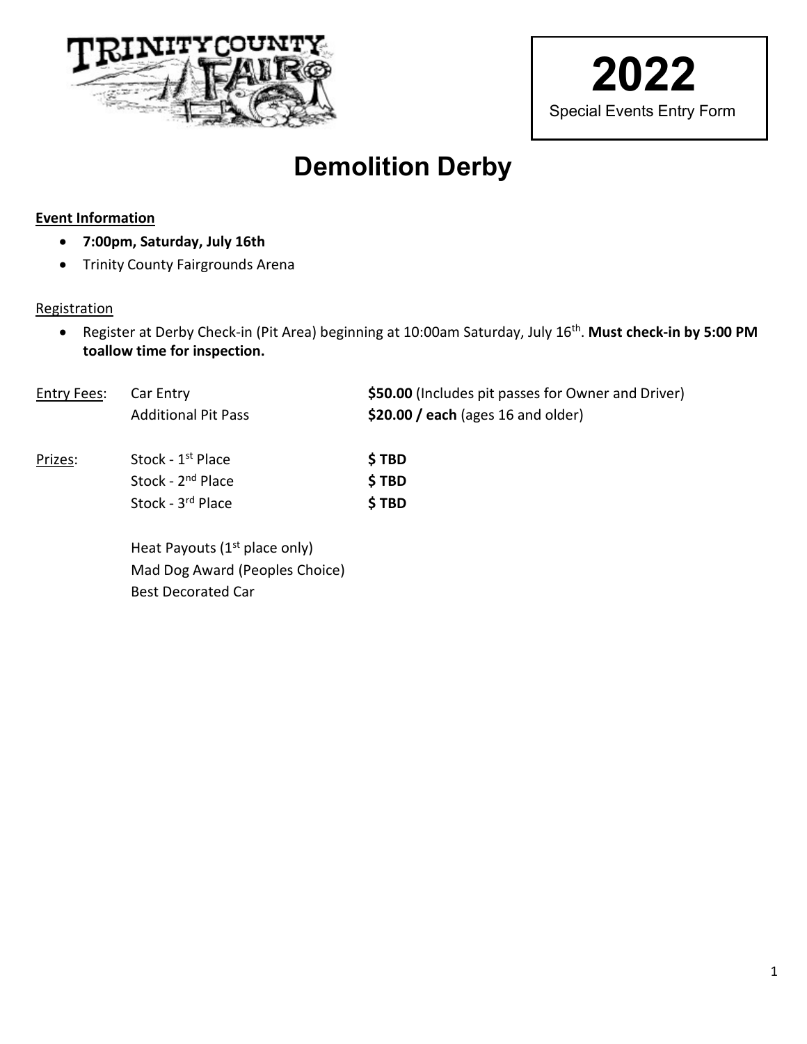**2022**

Special Events Entry Form

# Demolition Derby

**Event Information**

- **7:00pm, Saturday, July 16th**
- Trinity County Fairgrounds Arena

Registration

- Register at Derby Check-in (Pit Area) beginning at 10:00am Saturday, July 16th. **Must check-in by 5:00 PM toallow time for inspection.**

| | | |
|---|---|---|
| Entry Fees: | Car Entry | **$50.00** (Includes pit passes for Owner and Driver) |
| | Additional Pit Pass | **$20.00 / each** (ages 16 and older) |
| Prizes: | Stock - 1st Place | **$ TBD** |
| | Stock - 2nd Place | **$ TBD** |
| | Stock - 3rd Place | **$ TBD** |
| | Heat Payouts (1st place only) | |
| | Mad Dog Award (Peoples Choice) | |
| | Best Decorated Car | |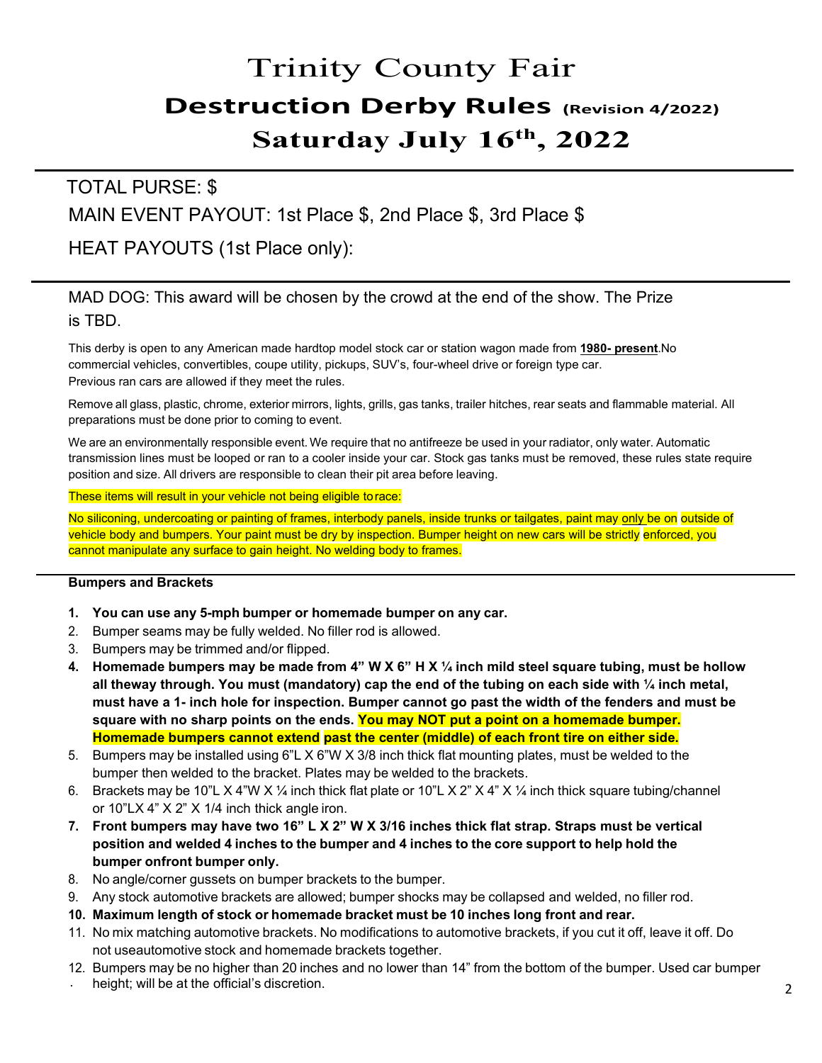# Trinity County Fair

## Destruction Derby Rules (Revision 4/2022)

## Saturday July 16th, 2022

---

TOTAL PURSE: $

MAIN EVENT PAYOUT: 1st Place $, 2nd Place $, 3rd Place $

HEAT PAYOUTS (1st Place only):

---

MAD DOG: This award will be chosen by the crowd at the end of the show. The Prize is TBD.

This derby is open to any American made hardtop model stock car or station wagon made from **1980- present**.No commercial vehicles, convertibles, coupe utility, pickups, SUV's, four-wheel drive or foreign type car. Previous ran cars are allowed if they meet the rules.

Remove all glass, plastic, chrome, exterior mirrors, lights, grills, gas tanks, trailer hitches, rear seats and flammable material. All preparations must be done prior to coming to event.

We are an environmentally responsible event. We require that no antifreeze be used in your radiator, only water. Automatic transmission lines must be looped or ran to a cooler inside your car. Stock gas tanks must be removed, these rules state require position and size. All drivers are responsible to clean their pit area before leaving.

These items will result in your vehicle not being eligible to race:

No siliconing, undercoating or painting of frames, interbody panels, inside trunks or tailgates, paint may only be on outside of vehicle body and bumpers. Your paint must be dry by inspection. Bumper height on new cars will be strictly enforced, you cannot manipulate any surface to gain height. No welding body to frames.

---

**Bumpers and Brackets**

1. **You can use any 5-mph bumper or homemade bumper on any car.**
2. Bumper seams may be fully welded. No filler rod is allowed.
3. Bumpers may be trimmed and/or flipped.
4. **Homemade bumpers may be made from 4" W X 6" H X ¼ inch mild steel square tubing, must be hollow all theway through. You must (mandatory) cap the end of the tubing on each side with ¼ inch metal, must have a 1- inch hole for inspection. Bumper cannot go past the width of the fenders and must be square with no sharp points on the ends. You may NOT put a point on a homemade bumper. Homemade bumpers cannot extend past the center (middle) of each front tire on either side.**
5. Bumpers may be installed using 6"L X 6"W X 3/8 inch thick flat mounting plates, must be welded to the bumper then welded to the bracket. Plates may be welded to the brackets.
6. Brackets may be 10"L X 4"W X ¼ inch thick flat plate or 10"L X 2" X 4" X ¼ inch thick square tubing/channel or 10"LX 4" X 2" X 1/4 inch thick angle iron.
7. **Front bumpers may have two 16" L X 2" W X 3/16 inches thick flat strap. Straps must be vertical position and welded 4 inches to the bumper and 4 inches to the core support to help hold the bumper onfront bumper only.**
8. No angle/corner gussets on bumper brackets to the bumper.
9. Any stock automotive brackets are allowed; bumper shocks may be collapsed and welded, no filler rod.
10. **Maximum length of stock or homemade bracket must be 10 inches long front and rear.**
11. No mix matching automotive brackets. No modifications to automotive brackets, if you cut it off, leave it off. Do not useautomotive stock and homemade brackets together.
12. Bumpers may be no higher than 20 inches and no lower than 14" from the bottom of the bumper. Used car bumper height; will be at the official's discretion.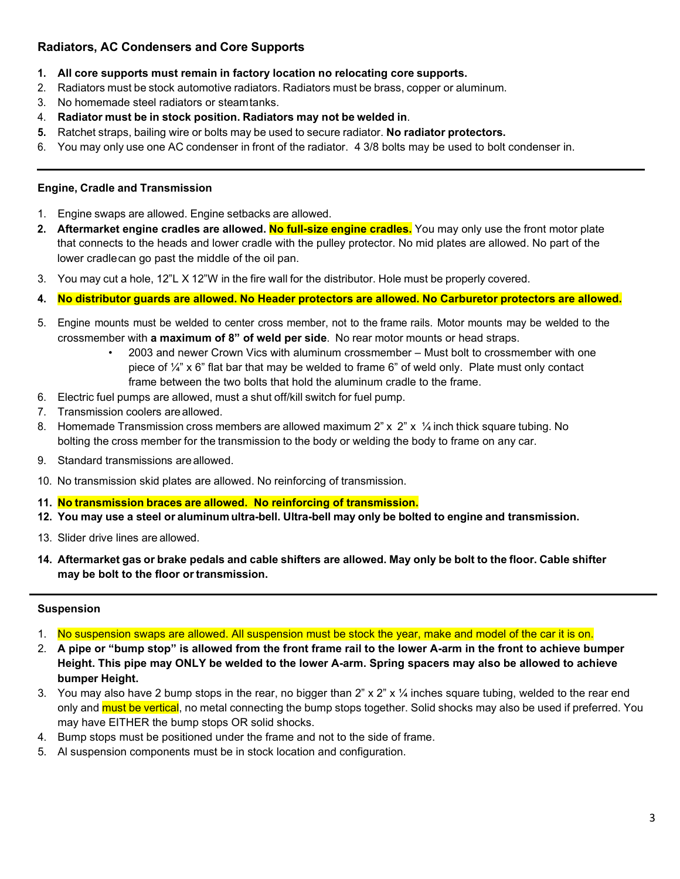### Radiators, AC Condensers and Core Supports

1. **All core supports must remain in factory location no relocating core supports.**
2. Radiators must be stock automotive radiators. Radiators must be brass, copper or aluminum.
3. No homemade steel radiators or steam tanks.
4. **Radiator must be in stock position. Radiators may not be welded in**.
5. Ratchet straps, bailing wire or bolts may be used to secure radiator. **No radiator protectors.**
6. You may only use one AC condenser in front of the radiator. 4 3/8 bolts may be used to bolt condenser in.

---

#### Engine, Cradle and Transmission

1. Engine swaps are allowed. Engine setbacks are allowed.
2. **Aftermarket engine cradles are allowed. No full-size engine cradles.** You may only use the front motor plate that connects to the heads and lower cradle with the pulley protector. No mid plates are allowed. No part of the lower cradle can go past the middle of the oil pan.
3. You may cut a hole, 12"L X 12"W in the fire wall for the distributor. Hole must be properly covered.
4. **No distributor guards are allowed. No Header protectors are allowed. No Carburetor protectors are allowed.**
5. Engine mounts must be welded to center cross member, not to the frame rails. Motor mounts may be welded to the crossmember with **a maximum of 8" of weld per side**. No rear motor mounts or head straps.
   - 2003 and newer Crown Vics with aluminum crossmember – Must bolt to crossmember with one piece of ¼" x 6" flat bar that may be welded to frame 6" of weld only. Plate must only contact frame between the two bolts that hold the aluminum cradle to the frame.
6. Electric fuel pumps are allowed, must a shut off/kill switch for fuel pump.
7. Transmission coolers are allowed.
8. Homemade Transmission cross members are allowed maximum 2" x 2" x ¼ inch thick square tubing. No bolting the cross member for the transmission to the body or welding the body to frame on any car.
9. Standard transmissions are allowed.
10. No transmission skid plates are allowed. No reinforcing of transmission.
11. **No transmission braces are allowed. No reinforcing of transmission.**
12. **You may use a steel or aluminum ultra-bell. Ultra-bell may only be bolted to engine and transmission.**
13. Slider drive lines are allowed.
14. **Aftermarket gas or brake pedals and cable shifters are allowed. May only be bolt to the floor. Cable shifter may be bolt to the floor or transmission.**

---

#### Suspension

1. No suspension swaps are allowed. All suspension must be stock the year, make and model of the car it is on.
2. **A pipe or "bump stop" is allowed from the front frame rail to the lower A-arm in the front to achieve bumper Height. This pipe may ONLY be welded to the lower A-arm. Spring spacers may also be allowed to achieve bumper Height.**
3. You may also have 2 bump stops in the rear, no bigger than 2" x 2" x ¼ inches square tubing, welded to the rear end only and must be vertical, no metal connecting the bump stops together. Solid shocks may also be used if preferred. You may have EITHER the bump stops OR solid shocks.
4. Bump stops must be positioned under the frame and not to the side of frame.
5. Al suspension components must be in stock location and configuration.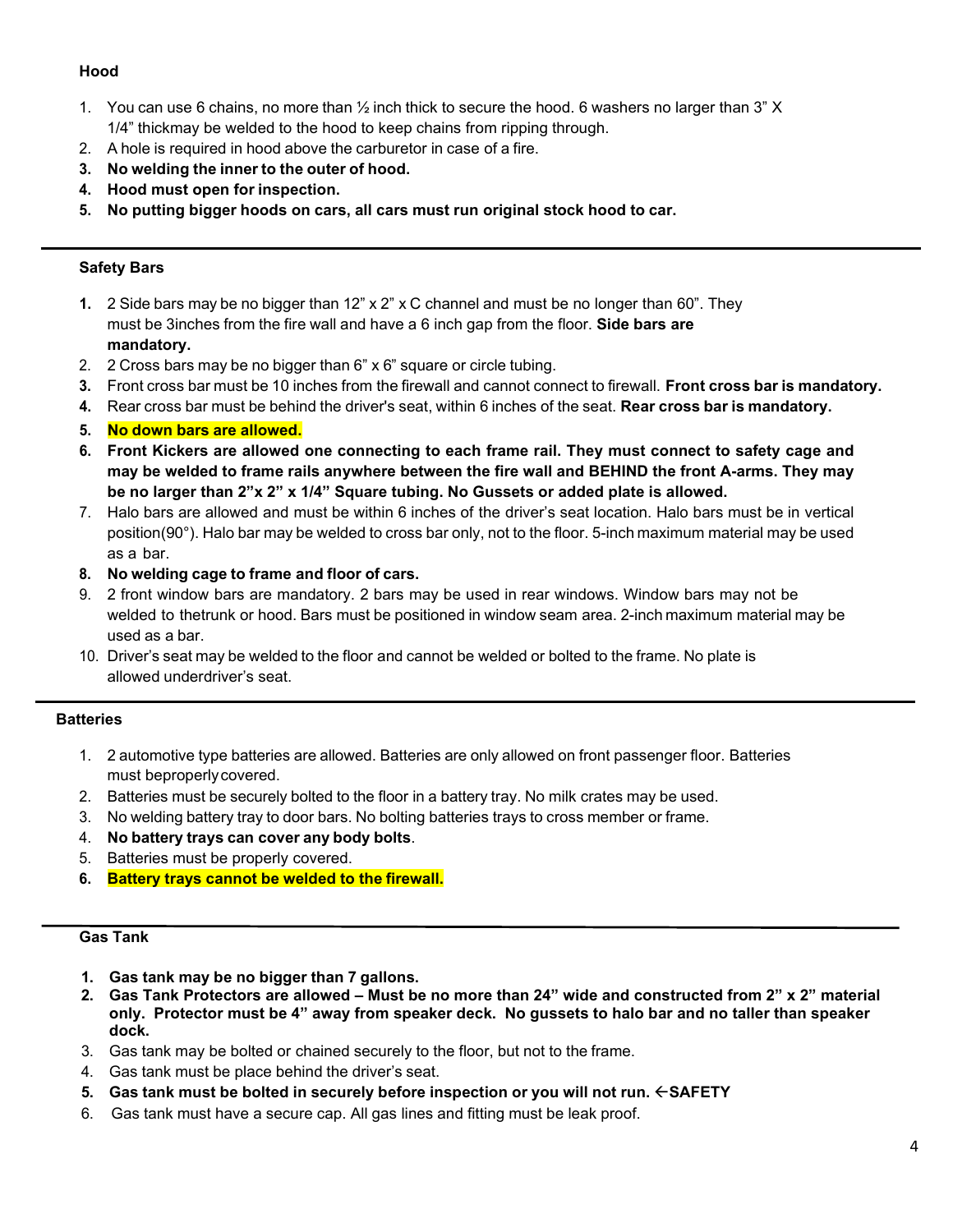### Hood

1. You can use 6 chains, no more than ½ inch thick to secure the hood. 6 washers no larger than 3" X 1/4" thickmay be welded to the hood to keep chains from ripping through.
2. A hole is required in hood above the carburetor in case of a fire.
3. **No welding the inner to the outer of hood.**
4. **Hood must open for inspection.**
5. **No putting bigger hoods on cars, all cars must run original stock hood to car.**

---

### Safety Bars

1. 2 Side bars may be no bigger than 12" x 2" x C channel and must be no longer than 60". They must be 3inches from the fire wall and have a 6 inch gap from the floor. **Side bars are mandatory.**
2. 2 Cross bars may be no bigger than 6" x 6" square or circle tubing.
3. Front cross bar must be 10 inches from the firewall and cannot connect to firewall. **Front cross bar is mandatory.**
4. Rear cross bar must be behind the driver's seat, within 6 inches of the seat. **Rear cross bar is mandatory.**
5. **No down bars are allowed.**
6. **Front Kickers are allowed one connecting to each frame rail. They must connect to safety cage and may be welded to frame rails anywhere between the fire wall and BEHIND the front A-arms. They may be no larger than 2"x 2" x 1/4" Square tubing. No Gussets or added plate is allowed.**
7. Halo bars are allowed and must be within 6 inches of the driver's seat location. Halo bars must be in vertical position(90°). Halo bar may be welded to cross bar only, not to the floor. 5-inch maximum material may be used as a bar.
8. **No welding cage to frame and floor of cars.**
9. 2 front window bars are mandatory. 2 bars may be used in rear windows. Window bars may not be welded to thetrunk or hood. Bars must be positioned in window seam area. 2-inch maximum material may be used as a bar.
10. Driver's seat may be welded to the floor and cannot be welded or bolted to the frame. No plate is allowed underdriver's seat.

---

### Batteries

1. 2 automotive type batteries are allowed. Batteries are only allowed on front passenger floor. Batteries must beproperlycovered.
2. Batteries must be securely bolted to the floor in a battery tray. No milk crates may be used.
3. No welding battery tray to door bars. No bolting batteries trays to cross member or frame.
4. **No battery trays can cover any body bolts**.
5. Batteries must be properly covered.
6. **Battery trays cannot be welded to the firewall.**

---

### Gas Tank

1. **Gas tank may be no bigger than 7 gallons.**
2. **Gas Tank Protectors are allowed – Must be no more than 24" wide and constructed from 2" x 2" material only. Protector must be 4" away from speaker deck. No gussets to halo bar and no taller than speaker dock.**
3. Gas tank may be bolted or chained securely to the floor, but not to the frame.
4. Gas tank must be place behind the driver's seat.
5. **Gas tank must be bolted in securely before inspection or you will not run. ←SAFETY**
6. Gas tank must have a secure cap. All gas lines and fitting must be leak proof.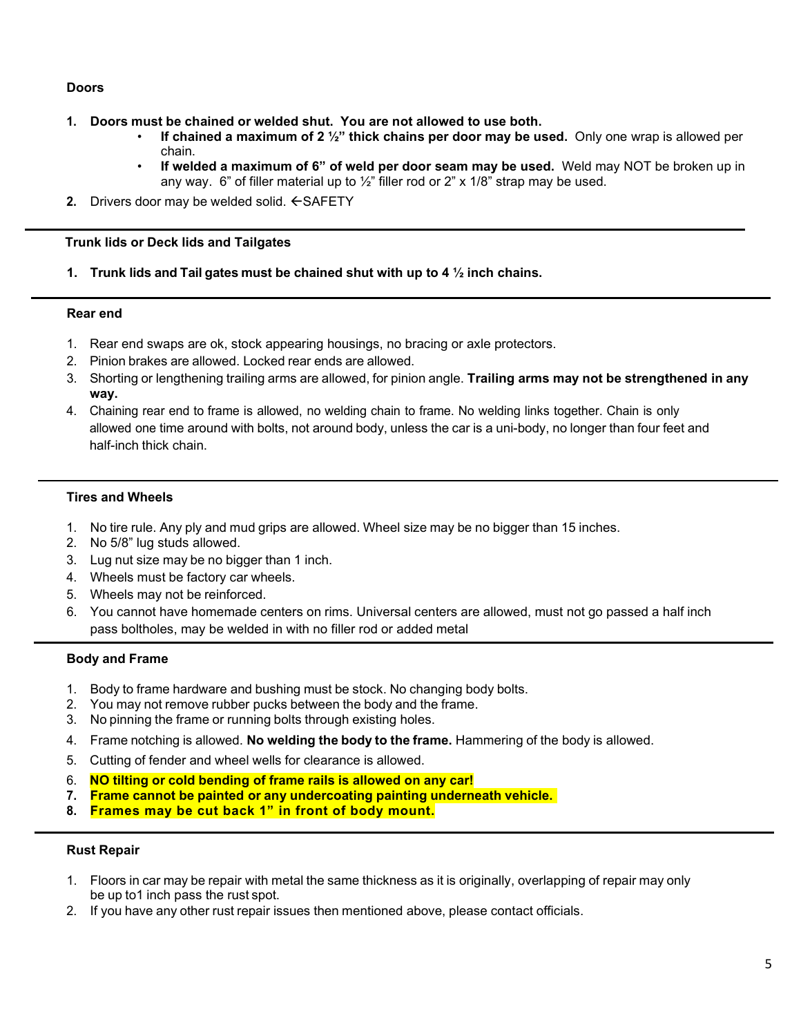### Doors

1. **Doors must be chained or welded shut. You are not allowed to use both.**
   - **If chained a maximum of 2 ½" thick chains per door may be used.** Only one wrap is allowed per chain.
   - **If welded a maximum of 6" of weld per door seam may be used.** Weld may NOT be broken up in any way. 6" of filler material up to ½" filler rod or 2" x 1/8" strap may be used.
2. Drivers door may be welded solid. ←SAFETY

---

### Trunk lids or Deck lids and Tailgates

1. **Trunk lids and Tail gates must be chained shut with up to 4 ½ inch chains.**

---

### Rear end

1. Rear end swaps are ok, stock appearing housings, no bracing or axle protectors.
2. Pinion brakes are allowed. Locked rear ends are allowed.
3. Shorting or lengthening trailing arms are allowed, for pinion angle. **Trailing arms may not be strengthened in any way.**
4. Chaining rear end to frame is allowed, no welding chain to frame. No welding links together. Chain is only allowed one time around with bolts, not around body, unless the car is a uni-body, no longer than four feet and half-inch thick chain.

---

### Tires and Wheels

1. No tire rule. Any ply and mud grips are allowed. Wheel size may be no bigger than 15 inches.
2. No 5/8" lug studs allowed.
3. Lug nut size may be no bigger than 1 inch.
4. Wheels must be factory car wheels.
5. Wheels may not be reinforced.
6. You cannot have homemade centers on rims. Universal centers are allowed, must not go passed a half inch pass boltholes, may be welded in with no filler rod or added metal

---

### Body and Frame

1. Body to frame hardware and bushing must be stock. No changing body bolts.
2. You may not remove rubber pucks between the body and the frame.
3. No pinning the frame or running bolts through existing holes.
4. Frame notching is allowed. **No welding the body to the frame.** Hammering of the body is allowed.
5. Cutting of fender and wheel wells for clearance is allowed.
6. **NO tilting or cold bending of frame rails is allowed on any car!**
7. **Frame cannot be painted or any undercoating painting underneath vehicle.**
8. **Frames may be cut back 1" in front of body mount.**

---

### Rust Repair

1. Floors in car may be repair with metal the same thickness as it is originally, overlapping of repair may only be up to1 inch pass the rust spot.
2. If you have any other rust repair issues then mentioned above, please contact officials.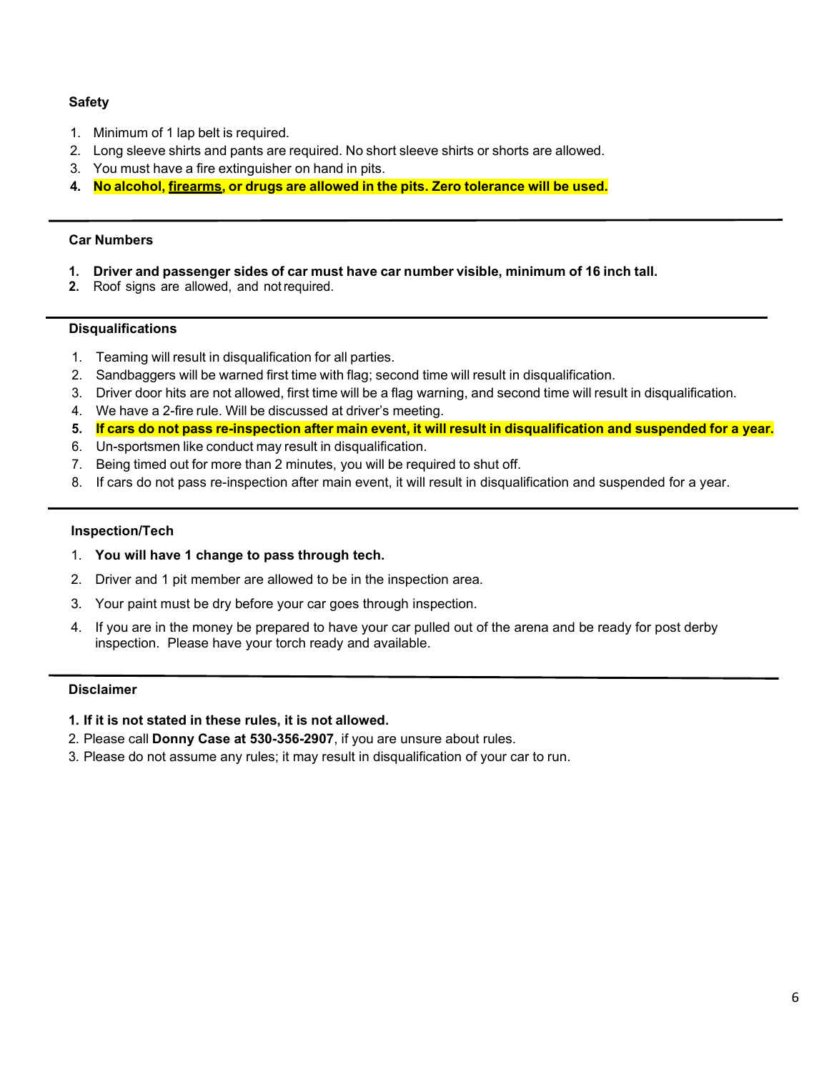### Safety

1. Minimum of 1 lap belt is required.
2. Long sleeve shirts and pants are required. No short sleeve shirts or shorts are allowed.
3. You must have a fire extinguisher on hand in pits.
4. **No alcohol, <u>firearms</u>, or drugs are allowed in the pits. Zero tolerance will be used.**

---

### Car Numbers

1. **Driver and passenger sides of car must have car number visible, minimum of 16 inch tall.**
2. Roof signs are allowed, and not required.

---

### Disqualifications

1. Teaming will result in disqualification for all parties.
2. Sandbaggers will be warned first time with flag; second time will result in disqualification.
3. Driver door hits are not allowed, first time will be a flag warning, and second time will result in disqualification.
4. We have a 2-fire rule. Will be discussed at driver's meeting.
5. **If cars do not pass re-inspection after main event, it will result in disqualification and suspended for a year.**
6. Un-sportsmen like conduct may result in disqualification.
7. Being timed out for more than 2 minutes, you will be required to shut off.
8. If cars do not pass re-inspection after main event, it will result in disqualification and suspended for a year.

---

### Inspection/Tech

1. **You will have 1 change to pass through tech.**
2. Driver and 1 pit member are allowed to be in the inspection area.
3. Your paint must be dry before your car goes through inspection.
4. If you are in the money be prepared to have your car pulled out of the arena and be ready for post derby inspection. Please have your torch ready and available.

---

### Disclaimer

1. **If it is not stated in these rules, it is not allowed.**
2. Please call **Donny Case at 530-356-2907**, if you are unsure about rules.
3. Please do not assume any rules; it may result in disqualification of your car to run.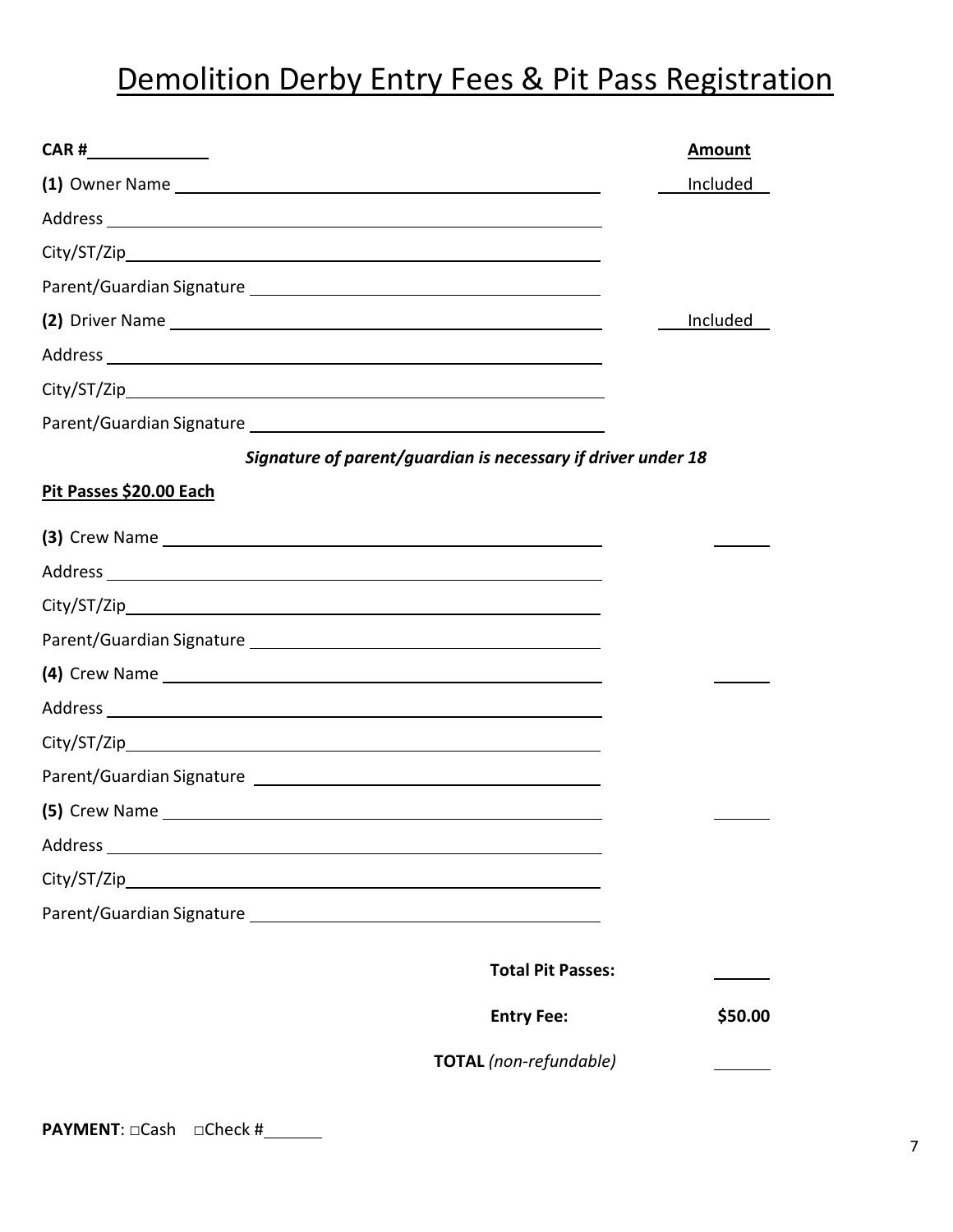# Demolition Derby Entry Fees & Pit Pass Registration

| CAR # ____________ | Amount |
|---|---|
| **(1)** Owner Name ____________ | Included |
| Address ____________ | |
| City/ST/Zip ____________ | |
| Parent/Guardian Signature ____________ | |
| **(2)** Driver Name ____________ | Included |
| Address ____________ | |
| City/ST/Zip ____________ | |
| Parent/Guardian Signature ____________ | |

***Signature of parent/guardian is necessary if driver under 18***

**Pit Passes $20.00 Each**

| | |
|---|---|
| **(3)** Crew Name ____________ | ______ |
| Address ____________ | |
| City/ST/Zip ____________ | |
| Parent/Guardian Signature ____________ | |
| **(4)** Crew Name ____________ | ______ |
| Address ____________ | |
| City/ST/Zip ____________ | |
| Parent/Guardian Signature ____________ | |
| **(5)** Crew Name ____________ | ______ |
| Address ____________ | |
| City/ST/Zip ____________ | |
| Parent/Guardian Signature ____________ | |

| | |
|---|---|
| **Total Pit Passes:** | ______ |
| **Entry Fee:** | **$50.00** |
| **TOTAL** *(non-refundable)* | ______ |

**PAYMENT**: □Cash □Check #______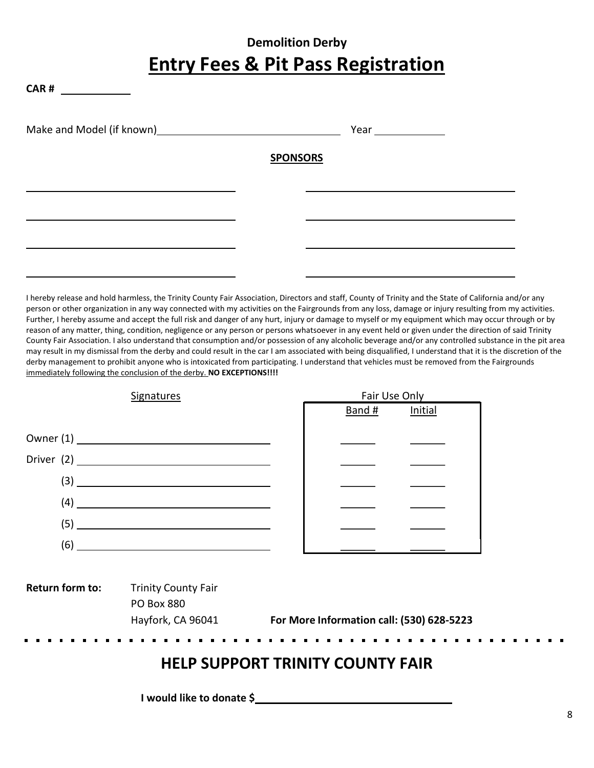**Demolition Derby**

# Entry Fees & Pit Pass Registration

**CAR #** ____________

Make and Model (if known) ________________________________ Year ____________

**SPONSORS**

| | |
|---|---|
| ________________________ | ________________________ |
| ________________________ | ________________________ |
| ________________________ | ________________________ |
| ________________________ | ________________________ |

I hereby release and hold harmless, the Trinity County Fair Association, Directors and staff, County of Trinity and the State of California and/or any person or other organization in any way connected with my activities on the Fairgrounds from any loss, damage or injury resulting from my activities. Further, I hereby assume and accept the full risk and danger of any hurt, injury or damage to myself or my equipment which may occur through or by reason of any matter, thing, condition, negligence or any person or persons whatsoever in any event held or given under the direction of said Trinity County Fair Association. I also understand that consumption and/or possession of any alcoholic beverage and/or any controlled substance in the pit area may result in my dismissal from the derby and could result in the car I am associated with being disqualified, I understand that it is the discretion of the derby management to prohibit anyone who is intoxicated from participating. I understand that vehicles must be removed from the Fairgrounds immediately following the conclusion of the derby. **NO EXCEPTIONS!!!!**

| Signatures | Fair Use Only: Band # | Fair Use Only: Initial |
|---|---|---|
| Owner (1) ________________________ | ______ | ______ |
| Driver (2) ________________________ | ______ | ______ |
| (3) ________________________ | ______ | ______ |
| (4) ________________________ | ______ | ______ |
| (5) ________________________ | ______ | ______ |
| (6) ________________________ | ______ | ______ |

**Return form to:** Trinity County Fair
PO Box 880
Hayfork, CA 96041

**For More Information call: (530) 628-5223**

## HELP SUPPORT TRINITY COUNTY FAIR

**I would like to donate $**________________________